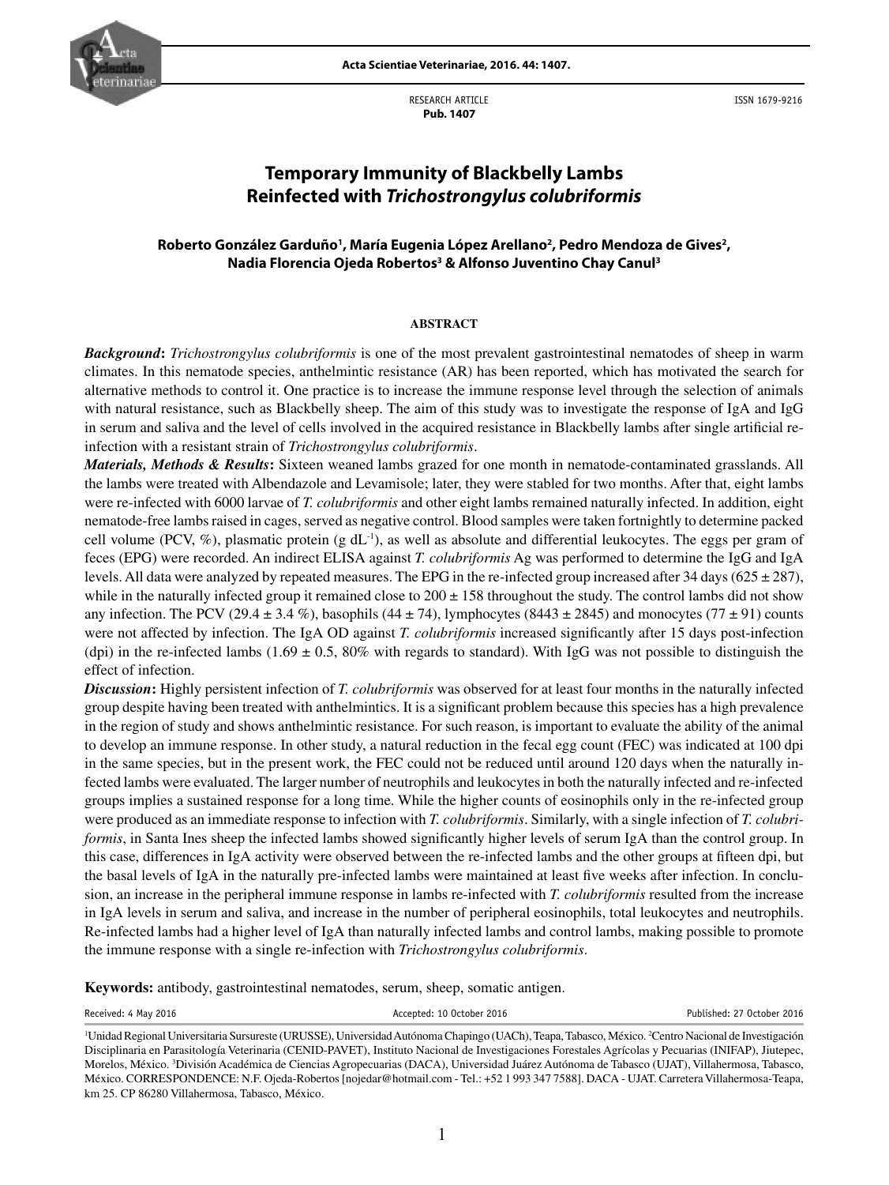RESEARCH ARTICLE
**Pub. 1407**

ISSN 1679-9216

# Temporary Immunity of Blackbelly Lambs Reinfected with *Trichostrongylus colubriformis*

**Roberto González Garduño[1], María Eugenia López Arellano[2], Pedro Mendoza de Gives[2], Nadia Florencia Ojeda Robertos[3] & Alfonso Juventino Chay Canul[3]**

## ABSTRACT

***Background*:** *Trichostrongylus colubriformis* is one of the most prevalent gastrointestinal nematodes of sheep in warm climates. In this nematode species, anthelmintic resistance (AR) has been reported, which has motivated the search for alternative methods to control it. One practice is to increase the immune response level through the selection of animals with natural resistance, such as Blackbelly sheep. The aim of this study was to investigate the response of IgA and IgG in serum and saliva and the level of cells involved in the acquired resistance in Blackbelly lambs after single artificial re-infection with a resistant strain of *Trichostrongylus colubriformis*.

***Materials, Methods & Results*:** Sixteen weaned lambs grazed for one month in nematode-contaminated grasslands. All the lambs were treated with Albendazole and Levamisole; later, they were stabled for two months. After that, eight lambs were re-infected with 6000 larvae of *T. colubriformis* and other eight lambs remained naturally infected. In addition, eight nematode-free lambs raised in cages, served as negative control. Blood samples were taken fortnightly to determine packed cell volume (PCV, %), plasmatic protein (g $dL^{-1}$), as well as absolute and differential leukocytes. The eggs per gram of feces (EPG) were recorded. An indirect ELISA against *T. colubriformis* Ag was performed to determine the IgG and IgA levels. All data were analyzed by repeated measures. The EPG in the re-infected group increased after 34 days (625 ± 287), while in the naturally infected group it remained close to 200 ± 158 throughout the study. The control lambs did not show any infection. The PCV (29.4 ± 3.4 %), basophils (44 ± 74), lymphocytes (8443 ± 2845) and monocytes (77 ± 91) counts were not affected by infection. The IgA OD against *T. colubriformis* increased significantly after 15 days post-infection (dpi) in the re-infected lambs (1.69 ± 0.5, 80% with regards to standard). With IgG was not possible to distinguish the effect of infection.

***Discussion*:** Highly persistent infection of *T. colubriformis* was observed for at least four months in the naturally infected group despite having been treated with anthelmintics. It is a significant problem because this species has a high prevalence in the region of study and shows anthelmintic resistance. For such reason, is important to evaluate the ability of the animal to develop an immune response. In other study, a natural reduction in the fecal egg count (FEC) was indicated at 100 dpi in the same species, but in the present work, the FEC could not be reduced until around 120 days when the naturally infected lambs were evaluated. The larger number of neutrophils and leukocytes in both the naturally infected and re-infected groups implies a sustained response for a long time. While the higher counts of eosinophils only in the re-infected group were produced as an immediate response to infection with *T. colubriformis*. Similarly, with a single infection of *T. colubriformis*, in Santa Ines sheep the infected lambs showed significantly higher levels of serum IgA than the control group. In this case, differences in IgA activity were observed between the re-infected lambs and the other groups at fifteen dpi, but the basal levels of IgA in the naturally pre-infected lambs were maintained at least five weeks after infection. In conclusion, an increase in the peripheral immune response in lambs re-infected with *T. colubriformis* resulted from the increase in IgA levels in serum and saliva, and increase in the number of peripheral eosinophils, total leukocytes and neutrophils. Re-infected lambs had a higher level of IgA than naturally infected lambs and control lambs, making possible to promote the immune response with a single re-infection with *Trichostrongylus colubriformis*.

**Keywords:** antibody, gastrointestinal nematodes, serum, sheep, somatic antigen.

Received: 4 May 2016 | Accepted: 10 October 2016 | Published: 27 October 2016

[1]Unidad Regional Universitaria Sursureste (URUSSE), Universidad Autónoma Chapingo (UACh), Teapa, Tabasco, México. [2]Centro Nacional de Investigación Disciplinaria en Parasitología Veterinaria (CENID-PAVET), Instituto Nacional de Investigaciones Forestales Agrícolas y Pecuarias (INIFAP), Jiutepec, Morelos, México. [3]División Académica de Ciencias Agropecuarias (DACA), Universidad Juárez Autónoma de Tabasco (UJAT), Villahermosa, Tabasco, México. CORRESPONDENCE: N.F. Ojeda-Robertos [nojedar@hotmail.com - Tel.: +52 1 993 347 7588]. DACA - UJAT. Carretera Villahermosa-Teapa, km 25. CP 86280 Villahermosa, Tabasco, México.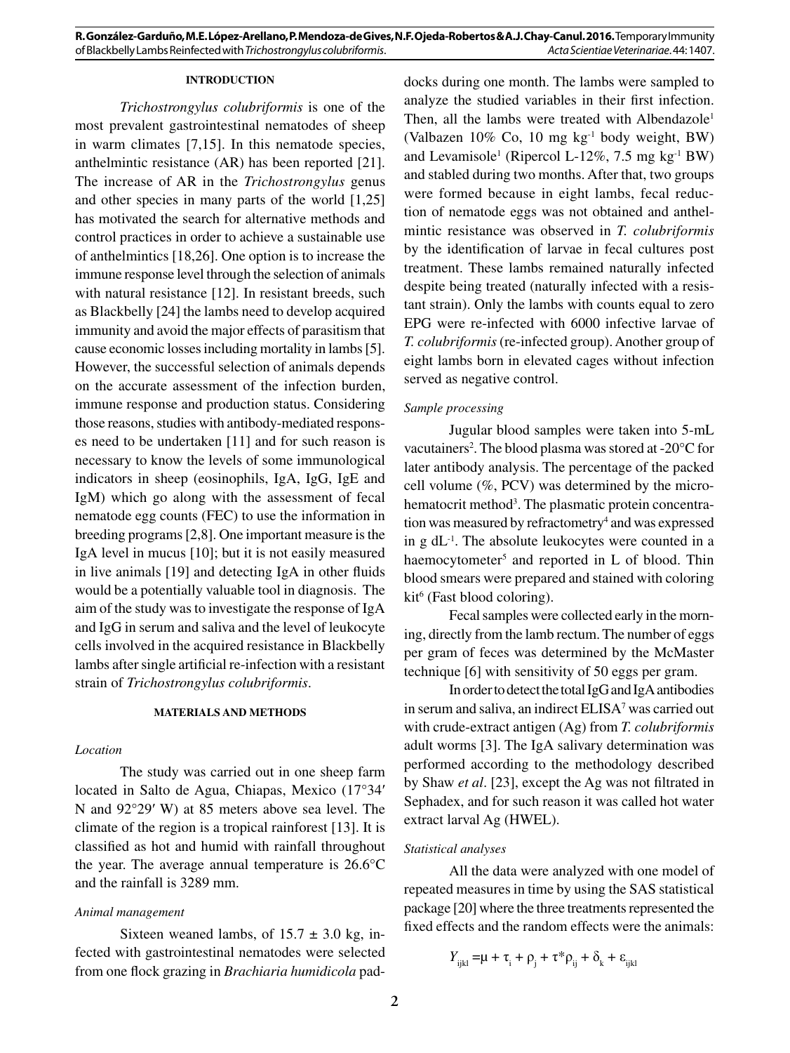## INTRODUCTION

*Trichostrongylus colubriformis* is one of the most prevalent gastrointestinal nematodes of sheep in warm climates [7,15]. In this nematode species, anthelmintic resistance (AR) has been reported [21]. The increase of AR in the *Trichostrongylus* genus and other species in many parts of the world [1,25] has motivated the search for alternative methods and control practices in order to achieve a sustainable use of anthelmintics [18,26]. One option is to increase the immune response level through the selection of animals with natural resistance [12]. In resistant breeds, such as Blackbelly [24] the lambs need to develop acquired immunity and avoid the major effects of parasitism that cause economic losses including mortality in lambs [5]. However, the successful selection of animals depends on the accurate assessment of the infection burden, immune response and production status. Considering those reasons, studies with antibody-mediated responses need to be undertaken [11] and for such reason is necessary to know the levels of some immunological indicators in sheep (eosinophils, IgA, IgG, IgE and IgM) which go along with the assessment of fecal nematode egg counts (FEC) to use the information in breeding programs [2,8]. One important measure is the IgA level in mucus [10]; but it is not easily measured in live animals [19] and detecting IgA in other fluids would be a potentially valuable tool in diagnosis. The aim of the study was to investigate the response of IgA and IgG in serum and saliva and the level of leukocyte cells involved in the acquired resistance in Blackbelly lambs after single artificial re-infection with a resistant strain of *Trichostrongylus colubriformis*.

## MATERIALS AND METHODS

### *Location*

The study was carried out in one sheep farm located in Salto de Agua, Chiapas, Mexico (17°34′ N and 92°29′ W) at 85 meters above sea level. The climate of the region is a tropical rainforest [13]. It is classified as hot and humid with rainfall throughout the year. The average annual temperature is 26.6°C and the rainfall is 3289 mm.

### *Animal management*

Sixteen weaned lambs, of 15.7 ± 3.0 kg, infected with gastrointestinal nematodes were selected from one flock grazing in *Brachiaria humidicola* paddocks during one month. The lambs were sampled to analyze the studied variables in their first infection. Then, all the lambs were treated with Albendazole[1] (Valbazen 10% Co, 10 mg $kg^{-1}$ body weight, BW) and Levamisole[1] (Ripercol L-12%, 7.5 mg $kg^{-1}$ BW) and stabled during two months. After that, two groups were formed because in eight lambs, fecal reduction of nematode eggs was not obtained and anthelmintic resistance was observed in *T. colubriformis* by the identification of larvae in fecal cultures post treatment. These lambs remained naturally infected despite being treated (naturally infected with a resistant strain). Only the lambs with counts equal to zero EPG were re-infected with 6000 infective larvae of *T. colubriformis* (re-infected group). Another group of eight lambs born in elevated cages without infection served as negative control.

### *Sample processing*

Jugular blood samples were taken into 5-mL vacutainers[2]. The blood plasma was stored at -20°C for later antibody analysis. The percentage of the packed cell volume (%, PCV) was determined by the microhematocrit method[3]. The plasmatic protein concentration was measured by refractometry[4] and was expressed in g $dL^{-1}$. The absolute leukocytes were counted in a haemocytometer[5] and reported in L of blood. Thin blood smears were prepared and stained with coloring kit[6] (Fast blood coloring).

Fecal samples were collected early in the morning, directly from the lamb rectum. The number of eggs per gram of feces was determined by the McMaster technique [6] with sensitivity of 50 eggs per gram.

In order to detect the total IgG and IgA antibodies in serum and saliva, an indirect ELISA[7] was carried out with crude-extract antigen (Ag) from *T. colubriformis* adult worms [3]. The IgA salivary determination was performed according to the methodology described by Shaw *et al*. [23], except the Ag was not filtrated in Sephadex, and for such reason it was called hot water extract larval Ag (HWEL).

### *Statistical analyses*

All the data were analyzed with one model of repeated measures in time by using the SAS statistical package [20] where the three treatments represented the fixed effects and the random effects were the animals:

$$Y_{ijkl} = \mu + \tau_i + \rho_j + \tau{*}\rho_{ij} + \delta_k + \varepsilon_{ijkl}$$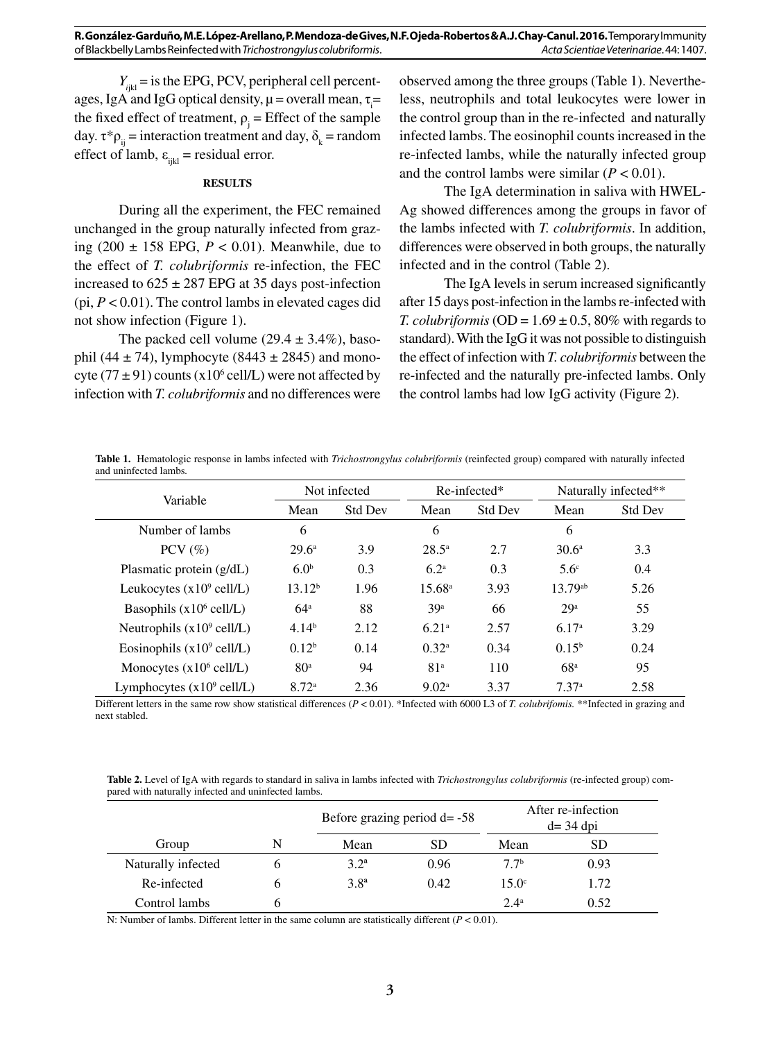$Y_{ijkl}$ = is the EPG, PCV, peripheral cell percentages, IgA and IgG optical density, $\mu$ = overall mean, $\tau_i$ = the fixed effect of treatment, $\rho_j$ = Effect of the sample day. $\tau*\rho_{ij}$ = interaction treatment and day, $\delta_k$ = random effect of lamb, $\varepsilon_{ijkl}$ = residual error.

## RESULTS

During all the experiment, the FEC remained unchanged in the group naturally infected from grazing (200 ± 158 EPG, $P < 0.01$). Meanwhile, due to the effect of *T. colubriformis* re-infection, the FEC increased to 625 ± 287 EPG at 35 days post-infection (pi, $P < 0.01$). The control lambs in elevated cages did not show infection (Figure 1).

The packed cell volume (29.4 ± 3.4%), basophil (44 ± 74), lymphocyte (8443 ± 2845) and monocyte (77 ± 91) counts ($x10^6$ cell/L) were not affected by infection with *T. colubriformis* and no differences were observed among the three groups (Table 1). Nevertheless, neutrophils and total leukocytes were lower in the control group than in the re-infected and naturally infected lambs. The eosinophil counts increased in the re-infected lambs, while the naturally infected group and the control lambs were similar ($P < 0.01$).

The IgA determination in saliva with HWEL-Ag showed differences among the groups in favor of the lambs infected with *T. colubriformis*. In addition, differences were observed in both groups, the naturally infected and in the control (Table 2).

The IgA levels in serum increased significantly after 15 days post-infection in the lambs re-infected with *T. colubriformis* (OD = 1.69 ± 0.5, 80% with regards to standard). With the IgG it was not possible to distinguish the effect of infection with *T. colubriformis* between the re-infected and the naturally pre-infected lambs. Only the control lambs had low IgG activity (Figure 2).

**Table 1.** Hematologic response in lambs infected with *Trichostrongylus colubriformis* (reinfected group) compared with naturally infected and uninfected lambs.

| Variable | Not infected | | Re-infected* | | Naturally infected** | |
|---|---|---|---|---|---|---|
| | Mean | Std Dev | Mean | Std Dev | Mean | Std Dev |
| Number of lambs | 6 | | 6 | | 6 | |
| PCV (%) | 29.6[a] | 3.9 | 28.5[a] | 2.7 | 30.6[a] | 3.3 |
| Plasmatic protein (g/dL) | 6.0[b] | 0.3 | 6.2[a] | 0.3 | 5.6[c] | 0.4 |
| Leukocytes ($x10^9$ cell/L) | 13.12[b] | 1.96 | 15.68[a] | 3.93 | 13.79[ab] | 5.26 |
| Basophils ($x10^6$ cell/L) | 64[a] | 88 | 39[a] | 66 | 29[a] | 55 |
| Neutrophils ($x10^9$ cell/L) | 4.14[b] | 2.12 | 6.21[a] | 2.57 | 6.17[a] | 3.29 |
| Eosinophils ($x10^9$ cell/L) | 0.12[b] | 0.14 | 0.32[a] | 0.34 | 0.15[b] | 0.24 |
| Monocytes ($x10^6$ cell/L) | 80[a] | 94 | 81[a] | 110 | 68[a] | 95 |
| Lymphocytes ($x10^9$ cell/L) | 8.72[a] | 2.36 | 9.02[a] | 3.37 | 7.37[a] | 2.58 |

Different letters in the same row show statistical differences ($P < 0.01$). *Infected with 6000 L3 of *T. colubrifomis.* **Infected in grazing and next stabled.

**Table 2.** Level of IgA with regards to standard in saliva in lambs infected with *Trichostrongylus colubriformis* (re-infected group) compared with naturally infected and uninfected lambs.

| Group | N | Before grazing period d= -58 | | After re-infection d= 34 dpi | |
|---|---|---|---|---|---|
| | | Mean | SD | Mean | SD |
| Naturally infected | 6 | 3.2[a] | 0.96 | 7.7[b] | 0.93 |
| Re-infected | 6 | 3.8[a] | 0.42 | 15.0[c] | 1.72 |
| Control lambs | 6 | | | 2.4[a] | 0.52 |

N: Number of lambs. Different letter in the same column are statistically different ($P < 0.01$).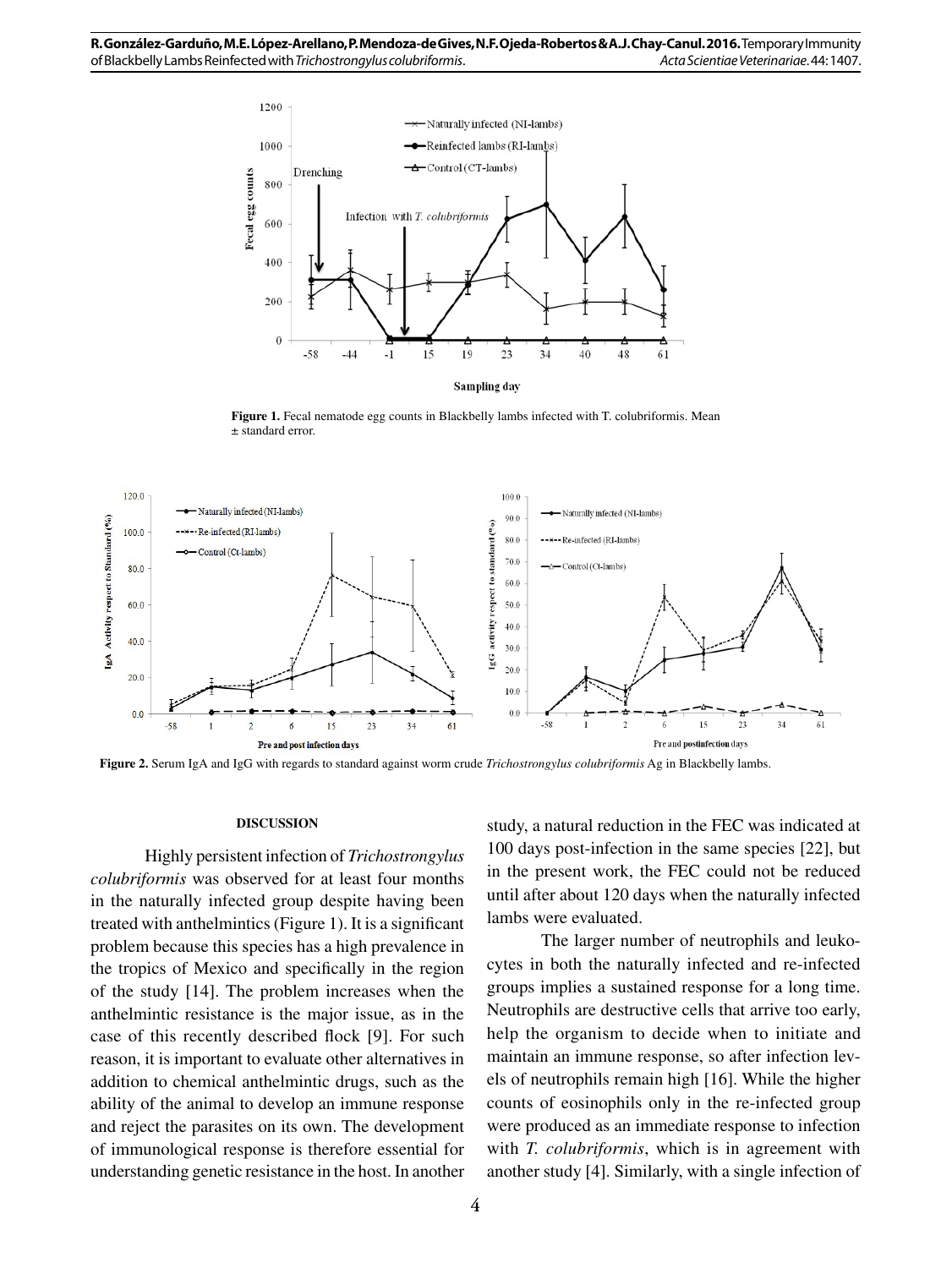Figure 1. Fecal nematode egg counts in Blackbelly lambs infected with T. colubriformis. Mean ± standard error.

Figure 2. Serum IgA and IgG with regards to standard against worm crude *Trichostrongylus colubriformis* Ag in Blackbelly lambs.

## DISCUSSION

Highly persistent infection of *Trichostrongylus colubriformis* was observed for at least four months in the naturally infected group despite having been treated with anthelmintics (Figure 1). It is a significant problem because this species has a high prevalence in the tropics of Mexico and specifically in the region of the study [14]. The problem increases when the anthelmintic resistance is the major issue, as in the case of this recently described flock [9]. For such reason, it is important to evaluate other alternatives in addition to chemical anthelmintic drugs, such as the ability of the animal to develop an immune response and reject the parasites on its own. The development of immunological response is therefore essential for understanding genetic resistance in the host. In another study, a natural reduction in the FEC was indicated at 100 days post-infection in the same species [22], but in the present work, the FEC could not be reduced until after about 120 days when the naturally infected lambs were evaluated.

The larger number of neutrophils and leukocytes in both the naturally infected and re-infected groups implies a sustained response for a long time. Neutrophils are destructive cells that arrive too early, help the organism to decide when to initiate and maintain an immune response, so after infection levels of neutrophils remain high [16]. While the higher counts of eosinophils only in the re-infected group were produced as an immediate response to infection with *T. colubriformis*, which is in agreement with another study [4]. Similarly, with a single infection of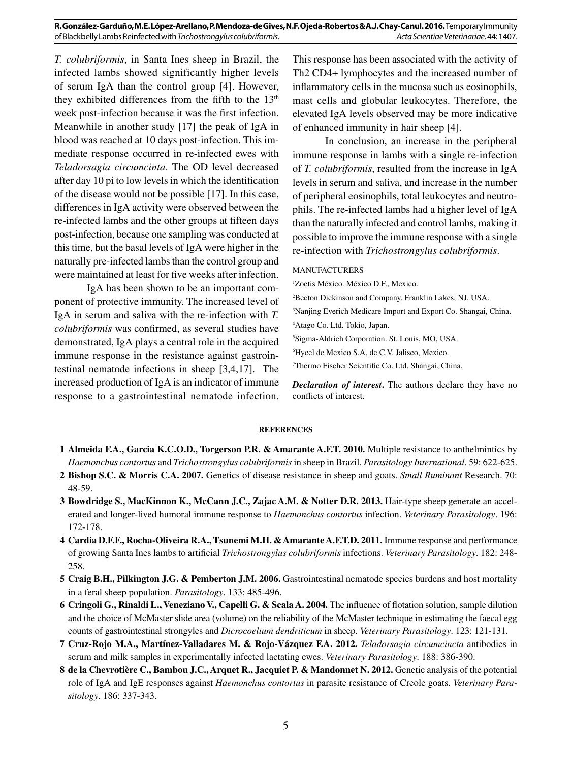*T. colubriformis*, in Santa Ines sheep in Brazil, the infected lambs showed significantly higher levels of serum IgA than the control group [4]. However, they exhibited differences from the fifth to the 13th week post-infection because it was the first infection. Meanwhile in another study [17] the peak of IgA in blood was reached at 10 days post-infection. This immediate response occurred in re-infected ewes with *Teladorsagia circumcinta*. The OD level decreased after day 10 pi to low levels in which the identification of the disease would not be possible [17]. In this case, differences in IgA activity were observed between the re-infected lambs and the other groups at fifteen days post-infection, because one sampling was conducted at this time, but the basal levels of IgA were higher in the naturally pre-infected lambs than the control group and were maintained at least for five weeks after infection.

IgA has been shown to be an important component of protective immunity. The increased level of IgA in serum and saliva with the re-infection with *T. colubriformis* was confirmed, as several studies have demonstrated, IgA plays a central role in the acquired immune response in the resistance against gastrointestinal nematode infections in sheep [3,4,17]. The increased production of IgA is an indicator of immune response to a gastrointestinal nematode infection. This response has been associated with the activity of Th2 CD4+ lymphocytes and the increased number of inflammatory cells in the mucosa such as eosinophils, mast cells and globular leukocytes. Therefore, the elevated IgA levels observed may be more indicative of enhanced immunity in hair sheep [4].

In conclusion, an increase in the peripheral immune response in lambs with a single re-infection of *T. colubriformis*, resulted from the increase in IgA levels in serum and saliva, and increase in the number of peripheral eosinophils, total leukocytes and neutrophils. The re-infected lambs had a higher level of IgA than the naturally infected and control lambs, making it possible to improve the immune response with a single re-infection with *Trichostrongylus colubriformis*.

MANUFACTURERS

[1]Zoetis México. México D.F., Mexico.

[2]Becton Dickinson and Company. Franklin Lakes, NJ, USA.

[3]Nanjing Everich Medicare Import and Export Co. Shangai, China.

[4]Atago Co. Ltd. Tokio, Japan.

[5]Sigma-Aldrich Corporation. St. Louis, MO, USA.

[6]Hycel de Mexico S.A. de C.V. Jalisco, Mexico.

[7]Thermo Fischer Scientific Co. Ltd. Shangai, China.

***Declaration of interest*.** The authors declare they have no conflicts of interest.

**REFERENCES**

**1 Almeida F.A., Garcia K.C.O.D., Torgerson P.R. & Amarante A.F.T. 2010.** Multiple resistance to anthelmintics by *Haemonchus contortus* and *Trichostrongylus colubriformis* in sheep in Brazil. *Parasitology International*. 59: 622-625.

**2 Bishop S.C. & Morris C.A. 2007.** Genetics of disease resistance in sheep and goats. *Small Ruminant* Research. 70: 48-59.

**3 Bowdridge S., MacKinnon K., McCann J.C., Zajac A.M. & Notter D.R. 2013.** Hair-type sheep generate an accelerated and longer-lived humoral immune response to *Haemonchus contortus* infection. *Veterinary Parasitology*. 196: 172-178.

**4 Cardia D.F.F., Rocha-Oliveira R.A., Tsunemi M.H. & Amarante A.F.T.D. 2011.** Immune response and performance of growing Santa Ines lambs to artificial *Trichostrongylus colubriformis* infections. *Veterinary Parasitology*. 182: 248-258.

**5 Craig B.H., Pilkington J.G. & Pemberton J.M. 2006.** Gastrointestinal nematode species burdens and host mortality in a feral sheep population. *Parasitology*. 133: 485-496.

**6 Cringoli G., Rinaldi L., Veneziano V., Capelli G. & Scala A. 2004.** The influence of flotation solution, sample dilution and the choice of McMaster slide area (volume) on the reliability of the McMaster technique in estimating the faecal egg counts of gastrointestinal strongyles and *Dicrocoelium dendriticum* in sheep. *Veterinary Parasitology*. 123: 121-131.

**7 Cruz-Rojo M.A., Martínez-Valladares M. & Rojo-Vázquez F.A. 2012.** *Teladorsagia circumcincta* antibodies in serum and milk samples in experimentally infected lactating ewes. *Veterinary Parasitology*. 188: 386-390.

**8 de la Chevrotière C., Bambou J.C., Arquet R., Jacquiet P. & Mandonnet N. 2012.** Genetic analysis of the potential role of IgA and IgE responses against *Haemonchus contortus* in parasite resistance of Creole goats. *Veterinary Parasitology*. 186: 337-343.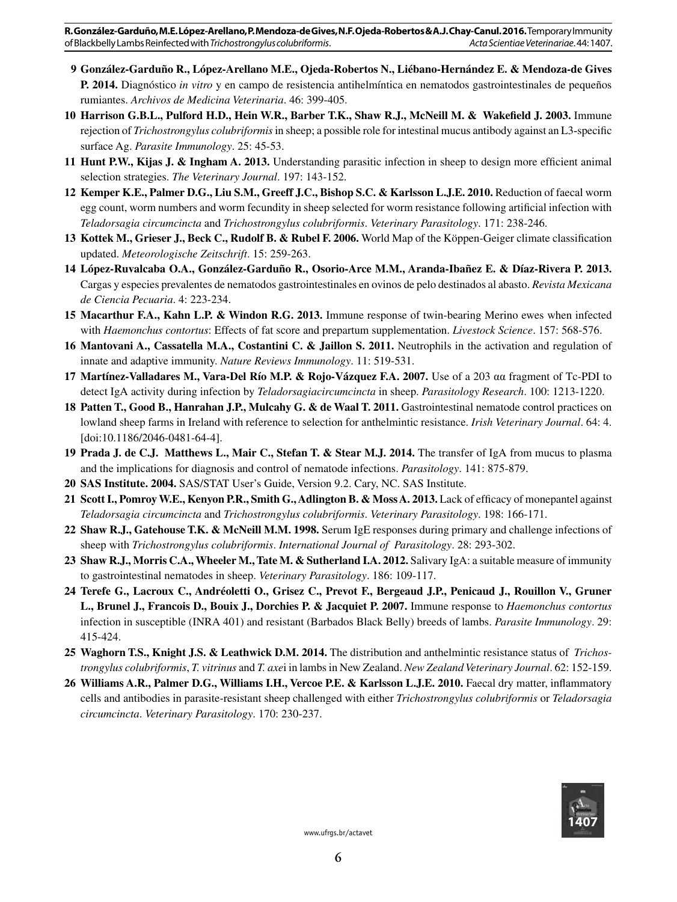9 **González-Garduño R., López-Arellano M.E., Ojeda-Robertos N., Liébano-Hernández E. & Mendoza-de Gives P. 2014.** Diagnóstico *in vitro* y en campo de resistencia antihelmíntica en nematodos gastrointestinales de pequeños rumiantes. *Archivos de Medicina Veterinaria*. 46: 399-405.

10 **Harrison G.B.L., Pulford H.D., Hein W.R., Barber T.K., Shaw R.J., McNeill M. & Wakefield J. 2003.** Immune rejection of *Trichostrongylus colubriformis* in sheep; a possible role for intestinal mucus antibody against an L3-specific surface Ag. *Parasite Immunology*. 25: 45-53.

11 **Hunt P.W., Kijas J. & Ingham A. 2013.** Understanding parasitic infection in sheep to design more efficient animal selection strategies. *The Veterinary Journal*. 197: 143-152.

12 **Kemper K.E., Palmer D.G., Liu S.M., Greeff J.C., Bishop S.C. & Karlsson L.J.E. 2010.** Reduction of faecal worm egg count, worm numbers and worm fecundity in sheep selected for worm resistance following artificial infection with *Teladorsagia circumcincta* and *Trichostrongylus colubriformis*. *Veterinary Parasitology*. 171: 238-246.

13 **Kottek M., Grieser J., Beck C., Rudolf B. & Rubel F. 2006.** World Map of the Köppen-Geiger climate classification updated. *Meteorologische Zeitschrift*. 15: 259-263.

14 **López-Ruvalcaba O.A., González-Garduño R., Osorio-Arce M.M., Aranda-Ibañez E. & Díaz-Rivera P. 2013.** Cargas y especies prevalentes de nematodos gastrointestinales en ovinos de pelo destinados al abasto. *Revista Mexicana de Ciencia Pecuaria*. 4: 223-234.

15 **Macarthur F.A., Kahn L.P. & Windon R.G. 2013.** Immune response of twin-bearing Merino ewes when infected with *Haemonchus contortus*: Effects of fat score and prepartum supplementation. *Livestock Science*. 157: 568-576.

16 **Mantovani A., Cassatella M.A., Costantini C. & Jaillon S. 2011.** Neutrophils in the activation and regulation of innate and adaptive immunity. *Nature Reviews Immunology*. 11: 519-531.

17 **Martínez-Valladares M., Vara-Del Río M.P. & Rojo-Vázquez F.A. 2007.** Use of a 203 αα fragment of Tc-PDI to detect IgA activity during infection by *Teladorsagiacircumcincta* in sheep. *Parasitology Research*. 100: 1213-1220.

18 **Patten T., Good B., Hanrahan J.P., Mulcahy G. & de Waal T. 2011.** Gastrointestinal nematode control practices on lowland sheep farms in Ireland with reference to selection for anthelmintic resistance. *Irish Veterinary Journal*. 64: 4. [doi:10.1186/2046-0481-64-4].

19 **Prada J. de C.J. Matthews L., Mair C., Stefan T. & Stear M.J. 2014.** The transfer of IgA from mucus to plasma and the implications for diagnosis and control of nematode infections. *Parasitology*. 141: 875-879.

20 **SAS Institute. 2004.** SAS/STAT User's Guide, Version 9.2. Cary, NC. SAS Institute.

21 **Scott I., Pomroy W.E., Kenyon P.R., Smith G., Adlington B. & Moss A. 2013.** Lack of efficacy of monepantel against *Teladorsagia circumcincta* and *Trichostrongylus colubriformis*. *Veterinary Parasitology*. 198: 166-171.

22 **Shaw R.J., Gatehouse T.K. & McNeill M.M. 1998.** Serum IgE responses during primary and challenge infections of sheep with *Trichostrongylus colubriformis*. *International Journal of Parasitology*. 28: 293-302.

23 **Shaw R.J., Morris C.A., Wheeler M., Tate M. & Sutherland I.A. 2012.** Salivary IgA: a suitable measure of immunity to gastrointestinal nematodes in sheep. *Veterinary Parasitology*. 186: 109-117.

24 **Terefe G., Lacroux C., Andréoletti O., Grisez C., Prevot F., Bergeaud J.P., Penicaud J., Rouillon V., Gruner L., Brunel J., Francois D., Bouix J., Dorchies P. & Jacquiet P. 2007.** Immune response to *Haemonchus contortus* infection in susceptible (INRA 401) and resistant (Barbados Black Belly) breeds of lambs. *Parasite Immunology*. 29: 415-424.

25 **Waghorn T.S., Knight J.S. & Leathwick D.M. 2014.** The distribution and anthelmintic resistance status of *Trichostrongylus colubriformis*, *T. vitrinus* and *T. axei* in lambs in New Zealand. *New Zealand Veterinary Journal*. 62: 152-159.

26 **Williams A.R., Palmer D.G., Williams I.H., Vercoe P.E. & Karlsson L.J.E. 2010.** Faecal dry matter, inflammatory cells and antibodies in parasite-resistant sheep challenged with either *Trichostrongylus colubriformis* or *Teladorsagia circumcincta*. *Veterinary Parasitology*. 170: 230-237.